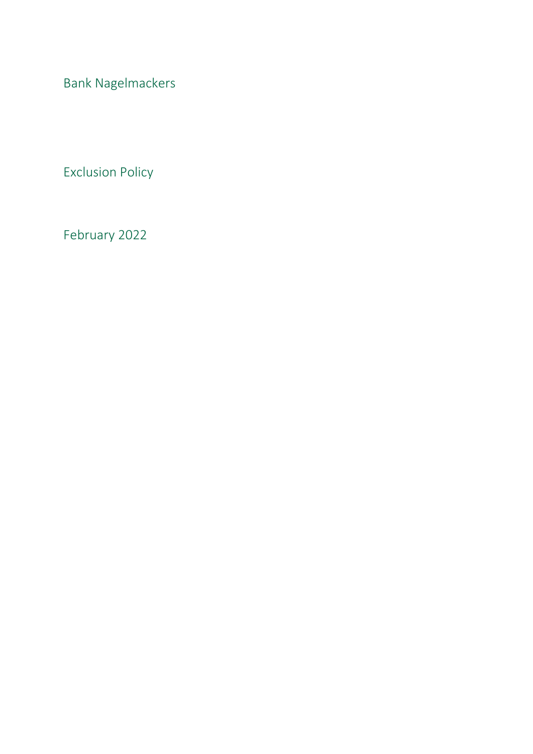Bank Nagelmackers

# Exclusion Policy

February 2022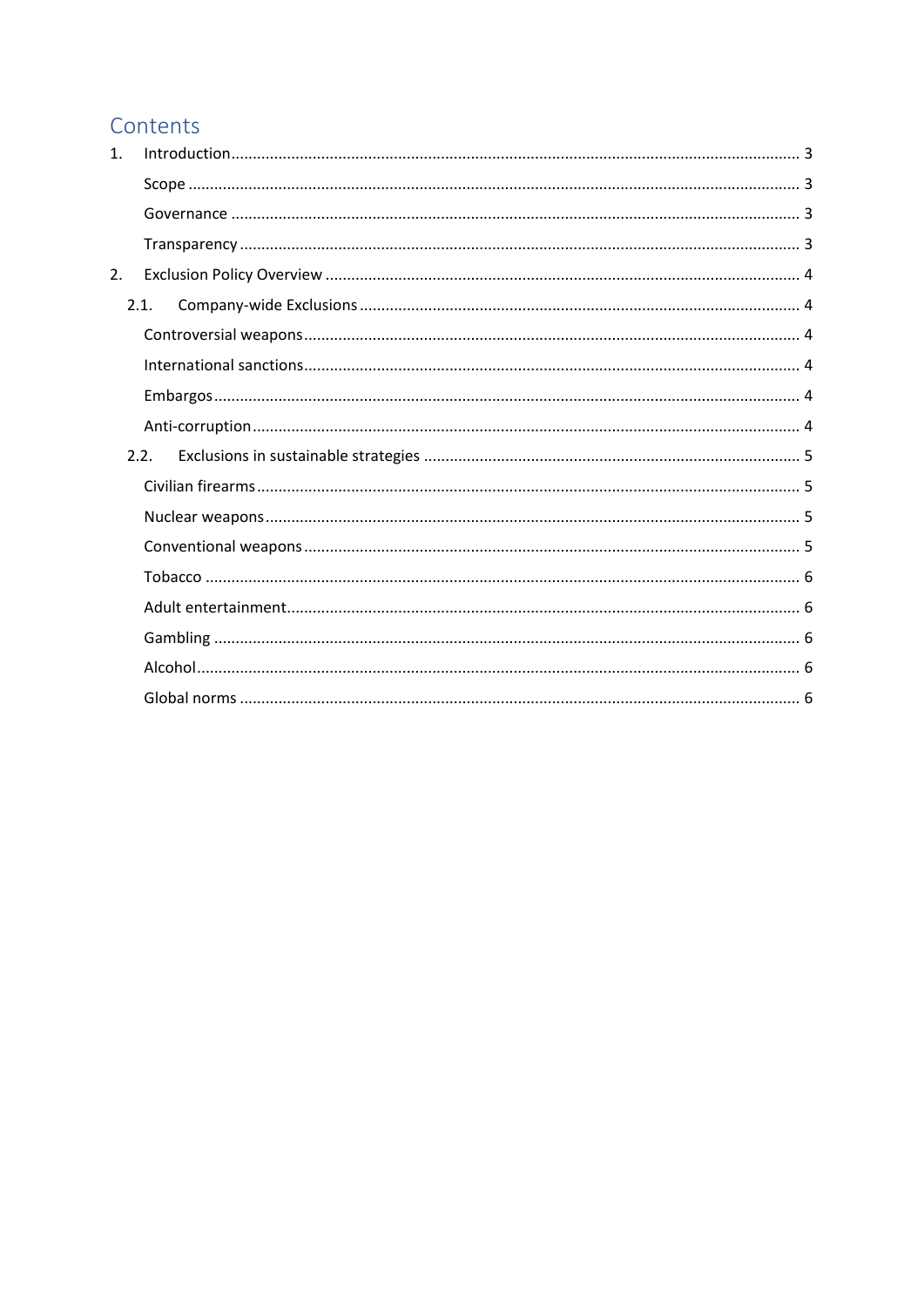# Contents

1. Introduction ........ 3
   - Scope ........ 3
   - Governance ........ 3
   - Transparency ........ 3
2. Exclusion Policy Overview ........ 4
   - 2.1. Company-wide Exclusions ........ 4
     - Controversial weapons ........ 4
     - International sanctions ........ 4
     - Embargos ........ 4
     - Anti-corruption ........ 4
   - 2.2. Exclusions in sustainable strategies ........ 5
     - Civilian firearms ........ 5
     - Nuclear weapons ........ 5
     - Conventional weapons ........ 5
     - Tobacco ........ 6
     - Adult entertainment ........ 6
     - Gambling ........ 6
     - Alcohol ........ 6
     - Global norms ........ 6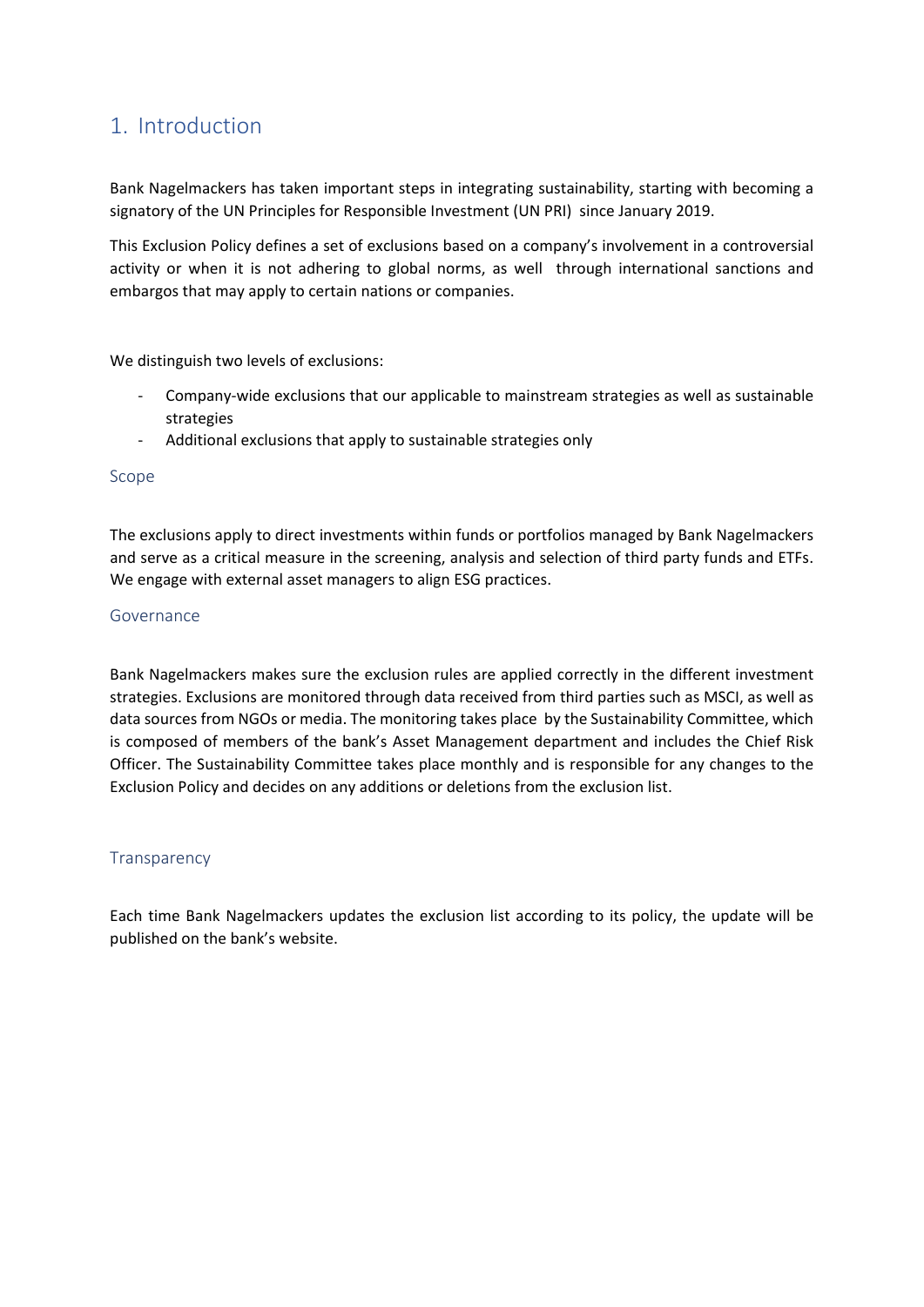# 1. Introduction

Bank Nagelmackers has taken important steps in integrating sustainability, starting with becoming a signatory of the UN Principles for Responsible Investment (UN PRI) since January 2019.

This Exclusion Policy defines a set of exclusions based on a company's involvement in a controversial activity or when it is not adhering to global norms, as well through international sanctions and embargos that may apply to certain nations or companies.

We distinguish two levels of exclusions:

- Company-wide exclusions that our applicable to mainstream strategies as well as sustainable strategies
- Additional exclusions that apply to sustainable strategies only

## Scope

The exclusions apply to direct investments within funds or portfolios managed by Bank Nagelmackers and serve as a critical measure in the screening, analysis and selection of third party funds and ETFs. We engage with external asset managers to align ESG practices.

## Governance

Bank Nagelmackers makes sure the exclusion rules are applied correctly in the different investment strategies. Exclusions are monitored through data received from third parties such as MSCI, as well as data sources from NGOs or media. The monitoring takes place by the Sustainability Committee, which is composed of members of the bank's Asset Management department and includes the Chief Risk Officer. The Sustainability Committee takes place monthly and is responsible for any changes to the Exclusion Policy and decides on any additions or deletions from the exclusion list.

## Transparency

Each time Bank Nagelmackers updates the exclusion list according to its policy, the update will be published on the bank's website.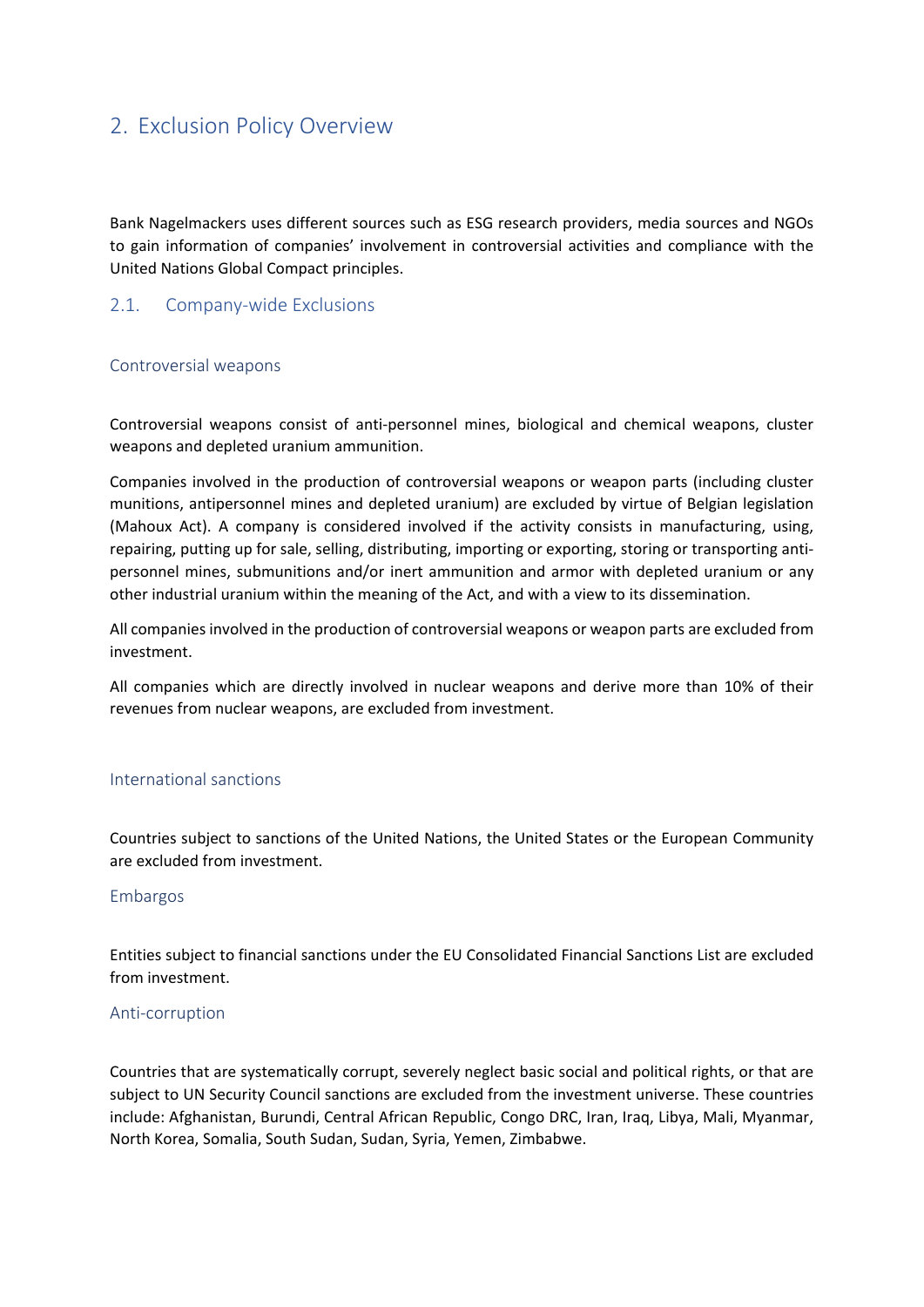## 2. Exclusion Policy Overview

Bank Nagelmackers uses different sources such as ESG research providers, media sources and NGOs to gain information of companies' involvement in controversial activities and compliance with the United Nations Global Compact principles.

### 2.1. Company-wide Exclusions

#### Controversial weapons

Controversial weapons consist of anti-personnel mines, biological and chemical weapons, cluster weapons and depleted uranium ammunition.

Companies involved in the production of controversial weapons or weapon parts (including cluster munitions, antipersonnel mines and depleted uranium) are excluded by virtue of Belgian legislation (Mahoux Act). A company is considered involved if the activity consists in manufacturing, using, repairing, putting up for sale, selling, distributing, importing or exporting, storing or transporting anti-personnel mines, submunitions and/or inert ammunition and armor with depleted uranium or any other industrial uranium within the meaning of the Act, and with a view to its dissemination.

All companies involved in the production of controversial weapons or weapon parts are excluded from investment.

All companies which are directly involved in nuclear weapons and derive more than 10% of their revenues from nuclear weapons, are excluded from investment.

#### International sanctions

Countries subject to sanctions of the United Nations, the United States or the European Community are excluded from investment.

#### Embargos

Entities subject to financial sanctions under the EU Consolidated Financial Sanctions List are excluded from investment.

#### Anti-corruption

Countries that are systematically corrupt, severely neglect basic social and political rights, or that are subject to UN Security Council sanctions are excluded from the investment universe. These countries include: Afghanistan, Burundi, Central African Republic, Congo DRC, Iran, Iraq, Libya, Mali, Myanmar, North Korea, Somalia, South Sudan, Sudan, Syria, Yemen, Zimbabwe.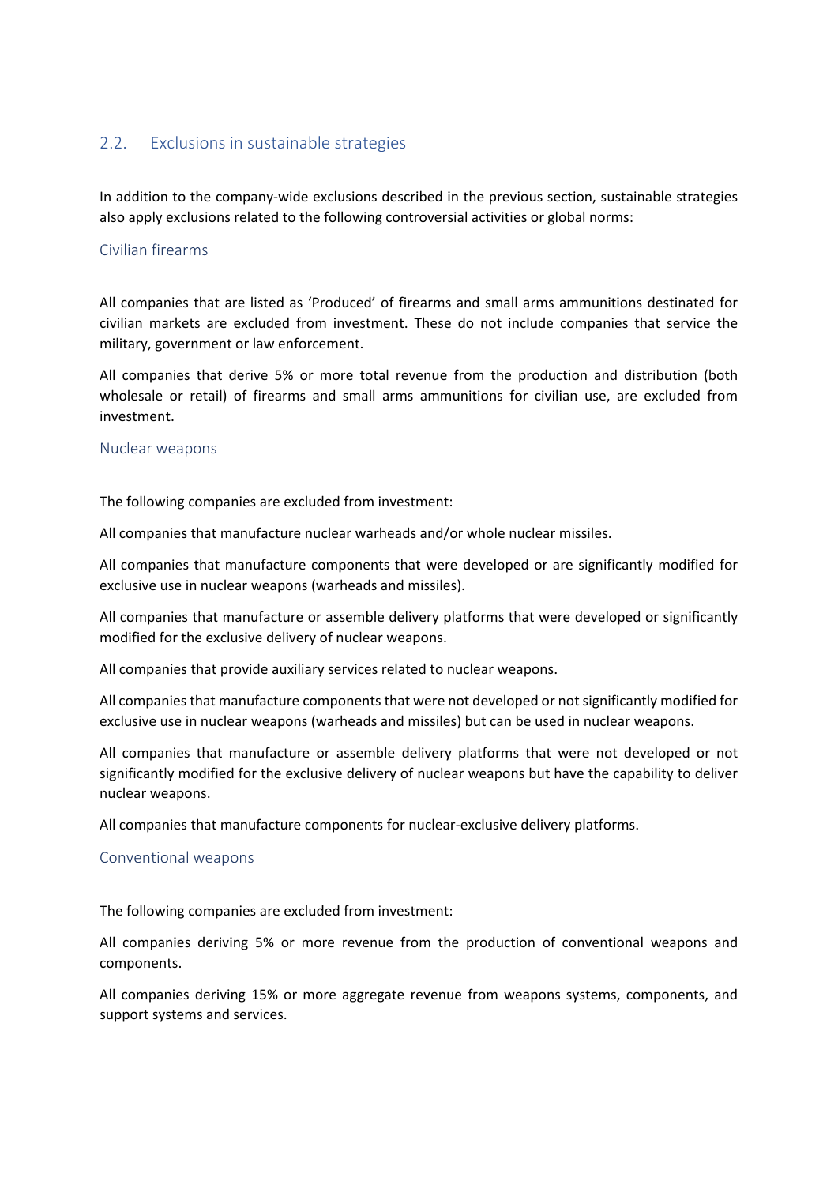## 2.2. Exclusions in sustainable strategies

In addition to the company-wide exclusions described in the previous section, sustainable strategies also apply exclusions related to the following controversial activities or global norms:

### Civilian firearms

All companies that are listed as 'Produced' of firearms and small arms ammunitions destinated for civilian markets are excluded from investment. These do not include companies that service the military, government or law enforcement.

All companies that derive 5% or more total revenue from the production and distribution (both wholesale or retail) of firearms and small arms ammunitions for civilian use, are excluded from investment.

### Nuclear weapons

The following companies are excluded from investment:

All companies that manufacture nuclear warheads and/or whole nuclear missiles.

All companies that manufacture components that were developed or are significantly modified for exclusive use in nuclear weapons (warheads and missiles).

All companies that manufacture or assemble delivery platforms that were developed or significantly modified for the exclusive delivery of nuclear weapons.

All companies that provide auxiliary services related to nuclear weapons.

All companies that manufacture components that were not developed or not significantly modified for exclusive use in nuclear weapons (warheads and missiles) but can be used in nuclear weapons.

All companies that manufacture or assemble delivery platforms that were not developed or not significantly modified for the exclusive delivery of nuclear weapons but have the capability to deliver nuclear weapons.

All companies that manufacture components for nuclear-exclusive delivery platforms.

### Conventional weapons

The following companies are excluded from investment:

All companies deriving 5% or more revenue from the production of conventional weapons and components.

All companies deriving 15% or more aggregate revenue from weapons systems, components, and support systems and services.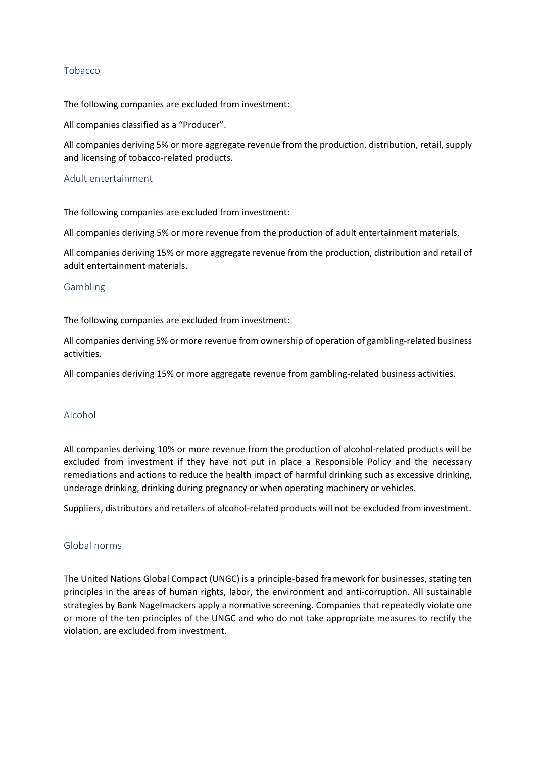## Tobacco

The following companies are excluded from investment:

All companies classified as a "Producer".

All companies deriving 5% or more aggregate revenue from the production, distribution, retail, supply and licensing of tobacco-related products.

## Adult entertainment

The following companies are excluded from investment:

All companies deriving 5% or more revenue from the production of adult entertainment materials.

All companies deriving 15% or more aggregate revenue from the production, distribution and retail of adult entertainment materials.

## Gambling

The following companies are excluded from investment:

All companies deriving 5% or more revenue from ownership of operation of gambling-related business activities.

All companies deriving 15% or more aggregate revenue from gambling-related business activities.

## Alcohol

All companies deriving 10% or more revenue from the production of alcohol-related products will be excluded from investment if they have not put in place a Responsible Policy and the necessary remediations and actions to reduce the health impact of harmful drinking such as excessive drinking, underage drinking, drinking during pregnancy or when operating machinery or vehicles.

Suppliers, distributors and retailers of alcohol-related products will not be excluded from investment.

## Global norms

The United Nations Global Compact (UNGC) is a principle-based framework for businesses, stating ten principles in the areas of human rights, labor, the environment and anti-corruption. All sustainable strategies by Bank Nagelmackers apply a normative screening. Companies that repeatedly violate one or more of the ten principles of the UNGC and who do not take appropriate measures to rectify the violation, are excluded from investment.